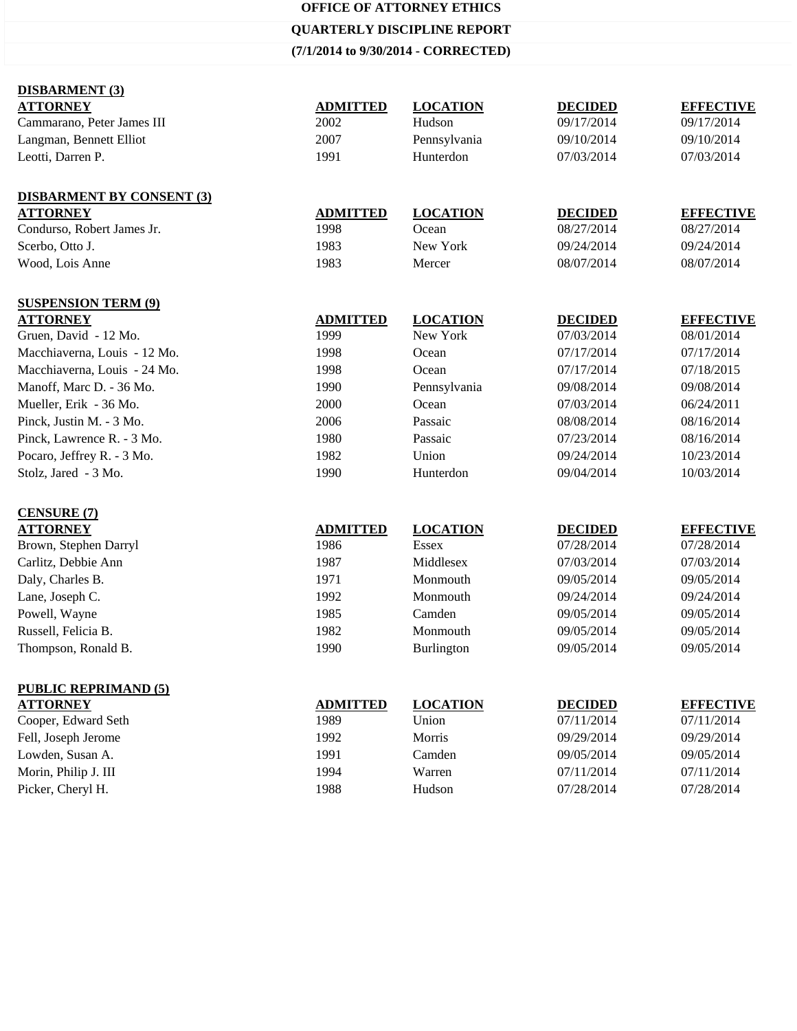# OFFICE OF ATTORNEY ETHICS

## QUARTERLY DISCIPLINE REPORT

## (7/1/2014 to 9/30/2014 - CORRECTED)

**DISBARMENT (3)**

| ATTORNEY | ADMITTED | LOCATION | DECIDED | EFFECTIVE |
|---|---|---|---|---|
| Cammarano, Peter James III | 2002 | Hudson | 09/17/2014 | 09/17/2014 |
| Langman, Bennett Elliot | 2007 | Pennsylvania | 09/10/2014 | 09/10/2014 |
| Leotti, Darren P. | 1991 | Hunterdon | 07/03/2014 | 07/03/2014 |

**DISBARMENT BY CONSENT (3)**

| ATTORNEY | ADMITTED | LOCATION | DECIDED | EFFECTIVE |
|---|---|---|---|---|
| Condurso, Robert James Jr. | 1998 | Ocean | 08/27/2014 | 08/27/2014 |
| Scerbo, Otto J. | 1983 | New York | 09/24/2014 | 09/24/2014 |
| Wood, Lois Anne | 1983 | Mercer | 08/07/2014 | 08/07/2014 |

**SUSPENSION TERM (9)**

| ATTORNEY | ADMITTED | LOCATION | DECIDED | EFFECTIVE |
|---|---|---|---|---|
| Gruen, David - 12 Mo. | 1999 | New York | 07/03/2014 | 08/01/2014 |
| Macchiaverna, Louis - 12 Mo. | 1998 | Ocean | 07/17/2014 | 07/17/2014 |
| Macchiaverna, Louis - 24 Mo. | 1998 | Ocean | 07/17/2014 | 07/18/2015 |
| Manoff, Marc D. - 36 Mo. | 1990 | Pennsylvania | 09/08/2014 | 09/08/2014 |
| Mueller, Erik - 36 Mo. | 2000 | Ocean | 07/03/2014 | 06/24/2011 |
| Pinck, Justin M. - 3 Mo. | 2006 | Passaic | 08/08/2014 | 08/16/2014 |
| Pinck, Lawrence R. - 3 Mo. | 1980 | Passaic | 07/23/2014 | 08/16/2014 |
| Pocaro, Jeffrey R. - 3 Mo. | 1982 | Union | 09/24/2014 | 10/23/2014 |
| Stolz, Jared - 3 Mo. | 1990 | Hunterdon | 09/04/2014 | 10/03/2014 |

**CENSURE (7)**

| ATTORNEY | ADMITTED | LOCATION | DECIDED | EFFECTIVE |
|---|---|---|---|---|
| Brown, Stephen Darryl | 1986 | Essex | 07/28/2014 | 07/28/2014 |
| Carlitz, Debbie Ann | 1987 | Middlesex | 07/03/2014 | 07/03/2014 |
| Daly, Charles B. | 1971 | Monmouth | 09/05/2014 | 09/05/2014 |
| Lane, Joseph C. | 1992 | Monmouth | 09/24/2014 | 09/24/2014 |
| Powell, Wayne | 1985 | Camden | 09/05/2014 | 09/05/2014 |
| Russell, Felicia B. | 1982 | Monmouth | 09/05/2014 | 09/05/2014 |
| Thompson, Ronald B. | 1990 | Burlington | 09/05/2014 | 09/05/2014 |

**PUBLIC REPRIMAND (5)**

| ATTORNEY | ADMITTED | LOCATION | DECIDED | EFFECTIVE |
|---|---|---|---|---|
| Cooper, Edward Seth | 1989 | Union | 07/11/2014 | 07/11/2014 |
| Fell, Joseph Jerome | 1992 | Morris | 09/29/2014 | 09/29/2014 |
| Lowden, Susan A. | 1991 | Camden | 09/05/2014 | 09/05/2014 |
| Morin, Philip J. III | 1994 | Warren | 07/11/2014 | 07/11/2014 |
| Picker, Cheryl H. | 1988 | Hudson | 07/28/2014 | 07/28/2014 |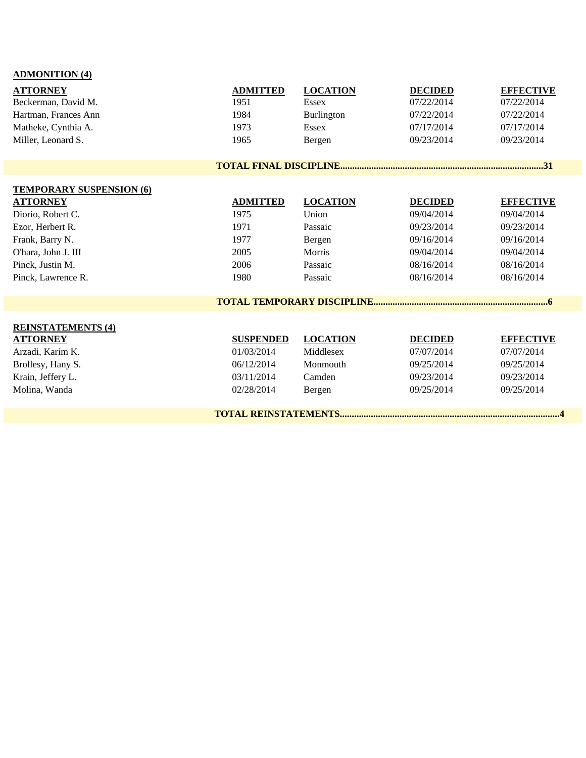**ADMONITION (4)**

| ATTORNEY | ADMITTED | LOCATION | DECIDED | EFFECTIVE |
| --- | --- | --- | --- | --- |
| Beckerman, David M. | 1951 | Essex | 07/22/2014 | 07/22/2014 |
| Hartman, Frances Ann | 1984 | Burlington | 07/22/2014 | 07/22/2014 |
| Matheke, Cynthia A. | 1973 | Essex | 07/17/2014 | 07/17/2014 |
| Miller, Leonard S. | 1965 | Bergen | 09/23/2014 | 09/23/2014 |

**TOTAL FINAL DISCIPLINE.....................................................................................31**

**TEMPORARY SUSPENSION (6)**

| ATTORNEY | ADMITTED | LOCATION | DECIDED | EFFECTIVE |
| --- | --- | --- | --- | --- |
| Diorio, Robert C. | 1975 | Union | 09/04/2014 | 09/04/2014 |
| Ezor, Herbert R. | 1971 | Passaic | 09/23/2014 | 09/23/2014 |
| Frank, Barry N. | 1977 | Bergen | 09/16/2014 | 09/16/2014 |
| O'hara, John J. III | 2005 | Morris | 09/04/2014 | 09/04/2014 |
| Pinck, Justin M. | 2006 | Passaic | 08/16/2014 | 08/16/2014 |
| Pinck, Lawrence R. | 1980 | Passaic | 08/16/2014 | 08/16/2014 |

**TOTAL TEMPORARY DISCIPLINE.........................................................................6**

**REINSTATEMENTS (4)**

| ATTORNEY | SUSPENDED | LOCATION | DECIDED | EFFECTIVE |
| --- | --- | --- | --- | --- |
| Arzadi, Karim K. | 01/03/2014 | Middlesex | 07/07/2014 | 07/07/2014 |
| Brollesy, Hany S. | 06/12/2014 | Monmouth | 09/25/2014 | 09/25/2014 |
| Krain, Jeffery L. | 03/11/2014 | Camden | 09/23/2014 | 09/23/2014 |
| Molina, Wanda | 02/28/2014 | Bergen | 09/25/2014 | 09/25/2014 |

**TOTAL REINSTATEMENTS...........................................................................................4**